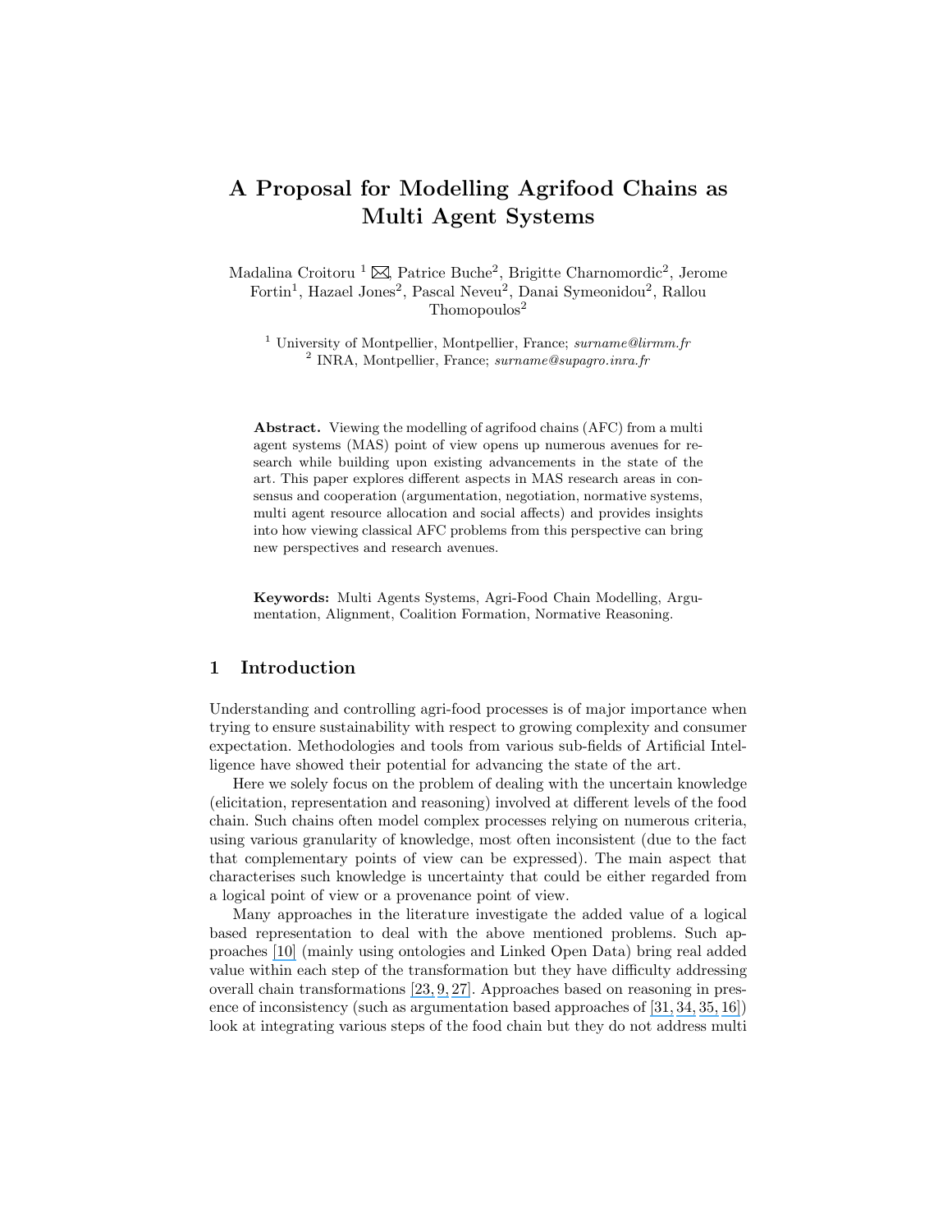# A Proposal for Modelling Agrifood Chains as Multi Agent Systems

Madalina Croitoru [1] ✉, Patrice Buche[2], Brigitte Charnomordic[2], Jerome Fortin[1], Hazael Jones[2], Pascal Neveu[2], Danai Symeonidou[2], Rallou Thomopoulos[2]

[1] University of Montpellier, Montpellier, France; *surname@lirmm.fr*
[2] INRA, Montpellier, France; *surname@supagro.inra.fr*

**Abstract.** Viewing the modelling of agrifood chains (AFC) from a multi agent systems (MAS) point of view opens up numerous avenues for research while building upon existing advancements in the state of the art. This paper explores different aspects in MAS research areas in consensus and cooperation (argumentation, negotiation, normative systems, multi agent resource allocation and social affects) and provides insights into how viewing classical AFC problems from this perspective can bring new perspectives and research avenues.

**Keywords:** Multi Agents Systems, Agri-Food Chain Modelling, Argumentation, Alignment, Coalition Formation, Normative Reasoning.

## 1 Introduction

Understanding and controlling agri-food processes is of major importance when trying to ensure sustainability with respect to growing complexity and consumer expectation. Methodologies and tools from various sub-fields of Artificial Intelligence have showed their potential for advancing the state of the art.

Here we solely focus on the problem of dealing with the uncertain knowledge (elicitation, representation and reasoning) involved at different levels of the food chain. Such chains often model complex processes relying on numerous criteria, using various granularity of knowledge, most often inconsistent (due to the fact that complementary points of view can be expressed). The main aspect that characterises such knowledge is uncertainty that could be either regarded from a logical point of view or a provenance point of view.

Many approaches in the literature investigate the added value of a logical based representation to deal with the above mentioned problems. Such approaches [10] (mainly using ontologies and Linked Open Data) bring real added value within each step of the transformation but they have difficulty addressing overall chain transformations [23, 9, 27]. Approaches based on reasoning in presence of inconsistency (such as argumentation based approaches of [31, 34, 35, 16]) look at integrating various steps of the food chain but they do not address multi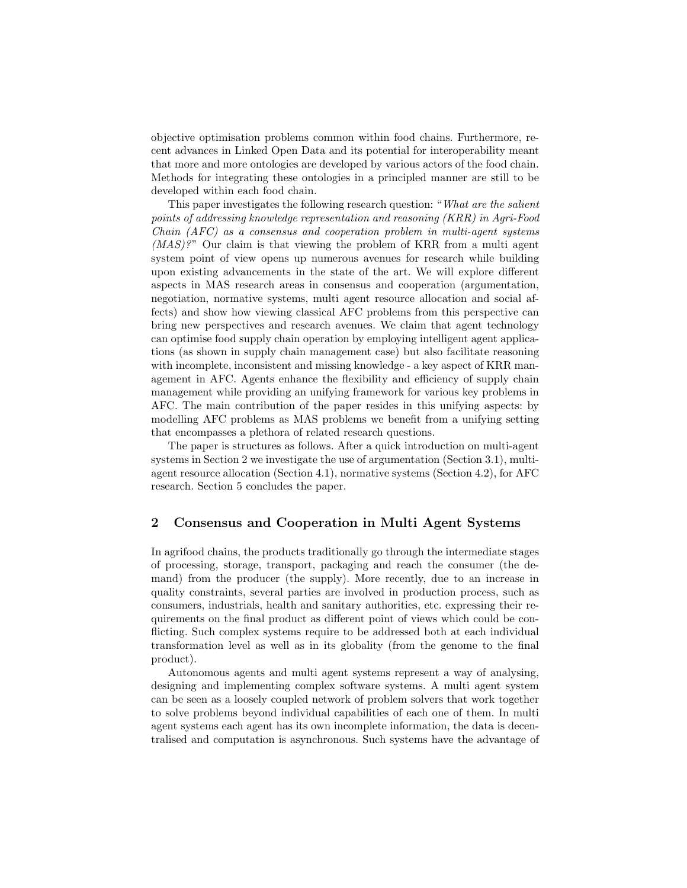objective optimisation problems common within food chains. Furthermore, recent advances in Linked Open Data and its potential for interoperability meant that more and more ontologies are developed by various actors of the food chain. Methods for integrating these ontologies in a principled manner are still to be developed within each food chain.

This paper investigates the following research question: "*What are the salient points of addressing knowledge representation and reasoning (KRR) in Agri-Food Chain (AFC) as a consensus and cooperation problem in multi-agent systems (MAS)?*" Our claim is that viewing the problem of KRR from a multi agent system point of view opens up numerous avenues for research while building upon existing advancements in the state of the art. We will explore different aspects in MAS research areas in consensus and cooperation (argumentation, negotiation, normative systems, multi agent resource allocation and social affects) and show how viewing classical AFC problems from this perspective can bring new perspectives and research avenues. We claim that agent technology can optimise food supply chain operation by employing intelligent agent applications (as shown in supply chain management case) but also facilitate reasoning with incomplete, inconsistent and missing knowledge - a key aspect of KRR management in AFC. Agents enhance the flexibility and efficiency of supply chain management while providing an unifying framework for various key problems in AFC. The main contribution of the paper resides in this unifying aspects: by modelling AFC problems as MAS problems we benefit from a unifying setting that encompasses a plethora of related research questions.

The paper is structures as follows. After a quick introduction on multi-agent systems in Section 2 we investigate the use of argumentation (Section 3.1), multi-agent resource allocation (Section 4.1), normative systems (Section 4.2), for AFC research. Section 5 concludes the paper.

## 2 Consensus and Cooperation in Multi Agent Systems

In agrifood chains, the products traditionally go through the intermediate stages of processing, storage, transport, packaging and reach the consumer (the demand) from the producer (the supply). More recently, due to an increase in quality constraints, several parties are involved in production process, such as consumers, industrials, health and sanitary authorities, etc. expressing their requirements on the final product as different point of views which could be conflicting. Such complex systems require to be addressed both at each individual transformation level as well as in its globality (from the genome to the final product).

Autonomous agents and multi agent systems represent a way of analysing, designing and implementing complex software systems. A multi agent system can be seen as a loosely coupled network of problem solvers that work together to solve problems beyond individual capabilities of each one of them. In multi agent systems each agent has its own incomplete information, the data is decentralised and computation is asynchronous. Such systems have the advantage of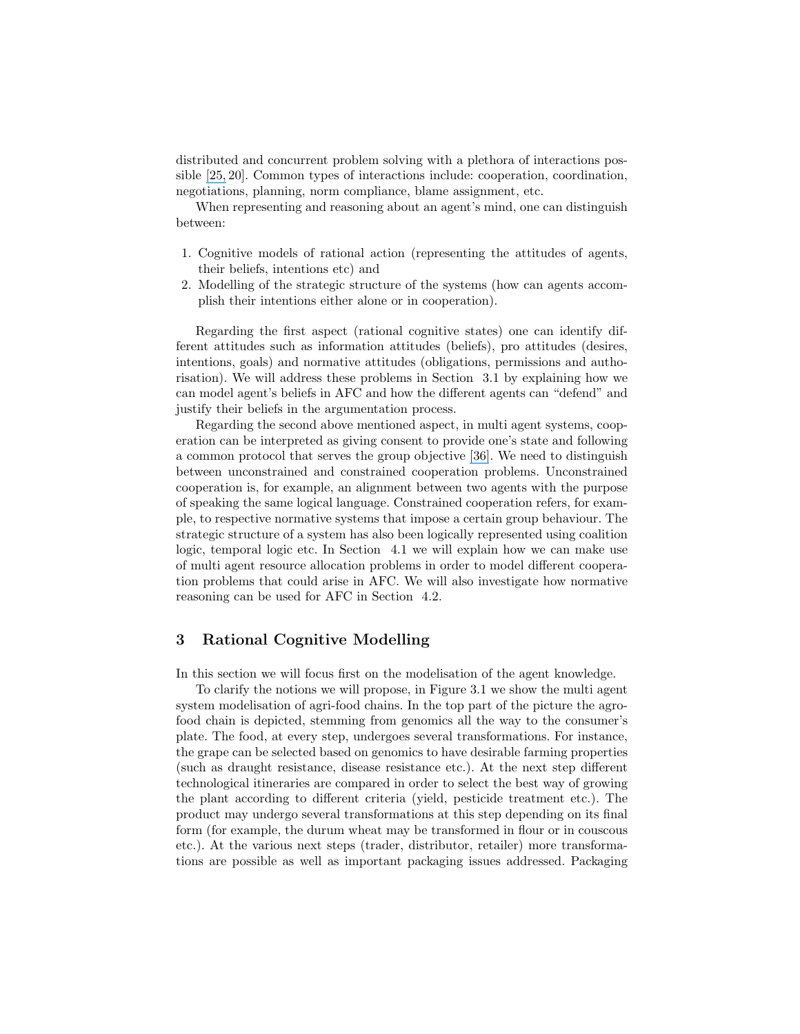distributed and concurrent problem solving with a plethora of interactions possible [25, 20]. Common types of interactions include: cooperation, coordination, negotiations, planning, norm compliance, blame assignment, etc.

When representing and reasoning about an agent's mind, one can distinguish between:

1. Cognitive models of rational action (representing the attitudes of agents, their beliefs, intentions etc) and
2. Modelling of the strategic structure of the systems (how can agents accomplish their intentions either alone or in cooperation).

Regarding the first aspect (rational cognitive states) one can identify different attitudes such as information attitudes (beliefs), pro attitudes (desires, intentions, goals) and normative attitudes (obligations, permissions and authorisation). We will address these problems in Section 3.1 by explaining how we can model agent's beliefs in AFC and how the different agents can "defend" and justify their beliefs in the argumentation process.

Regarding the second above mentioned aspect, in multi agent systems, cooperation can be interpreted as giving consent to provide one's state and following a common protocol that serves the group objective [36]. We need to distinguish between unconstrained and constrained cooperation problems. Unconstrained cooperation is, for example, an alignment between two agents with the purpose of speaking the same logical language. Constrained cooperation refers, for example, to respective normative systems that impose a certain group behaviour. The strategic structure of a system has also been logically represented using coalition logic, temporal logic etc. In Section 4.1 we will explain how we can make use of multi agent resource allocation problems in order to model different cooperation problems that could arise in AFC. We will also investigate how normative reasoning can be used for AFC in Section 4.2.

## 3 Rational Cognitive Modelling

In this section we will focus first on the modelisation of the agent knowledge.

To clarify the notions we will propose, in Figure 3.1 we show the multi agent system modelisation of agri-food chains. In the top part of the picture the agro-food chain is depicted, stemming from genomics all the way to the consumer's plate. The food, at every step, undergoes several transformations. For instance, the grape can be selected based on genomics to have desirable farming properties (such as draught resistance, disease resistance etc.). At the next step different technological itineraries are compared in order to select the best way of growing the plant according to different criteria (yield, pesticide treatment etc.). The product may undergo several transformations at this step depending on its final form (for example, the durum wheat may be transformed in flour or in couscous etc.). At the various next steps (trader, distributor, retailer) more transformations are possible as well as important packaging issues addressed. Packaging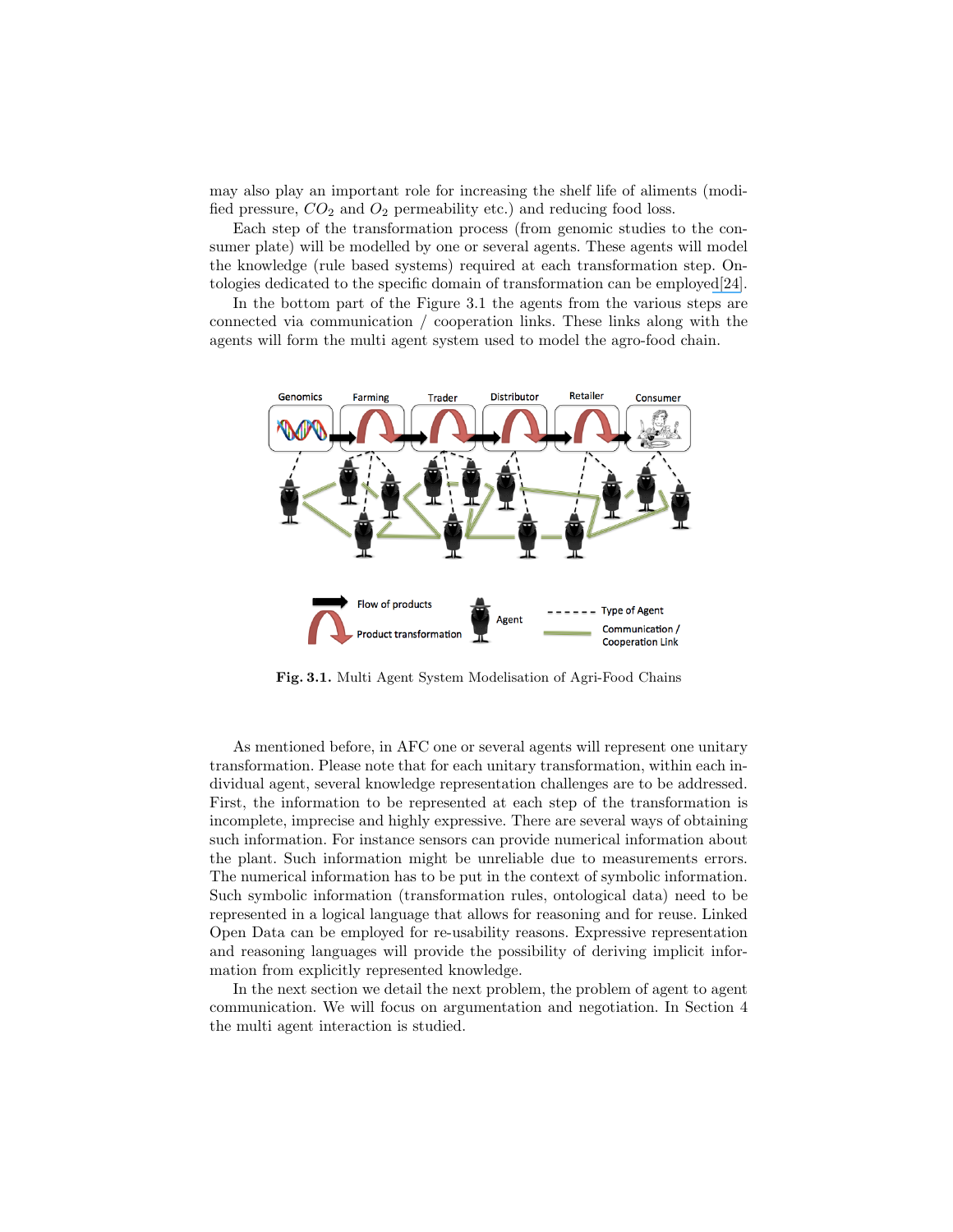may also play an important role for increasing the shelf life of aliments (modified pressure, $CO_2$ and $O_2$ permeability etc.) and reducing food loss.

Each step of the transformation process (from genomic studies to the consumer plate) will be modelled by one or several agents. These agents will model the knowledge (rule based systems) required at each transformation step. Ontologies dedicated to the specific domain of transformation can be employed[24].

In the bottom part of the Figure 3.1 the agents from the various steps are connected via communication / cooperation links. These links along with the agents will form the multi agent system used to model the agro-food chain.

**Fig. 3.1.** Multi Agent System Modelisation of Agri-Food Chains

As mentioned before, in AFC one or several agents will represent one unitary transformation. Please note that for each unitary transformation, within each individual agent, several knowledge representation challenges are to be addressed. First, the information to be represented at each step of the transformation is incomplete, imprecise and highly expressive. There are several ways of obtaining such information. For instance sensors can provide numerical information about the plant. Such information might be unreliable due to measurements errors. The numerical information has to be put in the context of symbolic information. Such symbolic information (transformation rules, ontological data) need to be represented in a logical language that allows for reasoning and for reuse. Linked Open Data can be employed for re-usability reasons. Expressive representation and reasoning languages will provide the possibility of deriving implicit information from explicitly represented knowledge.

In the next section we detail the next problem, the problem of agent to agent communication. We will focus on argumentation and negotiation. In Section 4 the multi agent interaction is studied.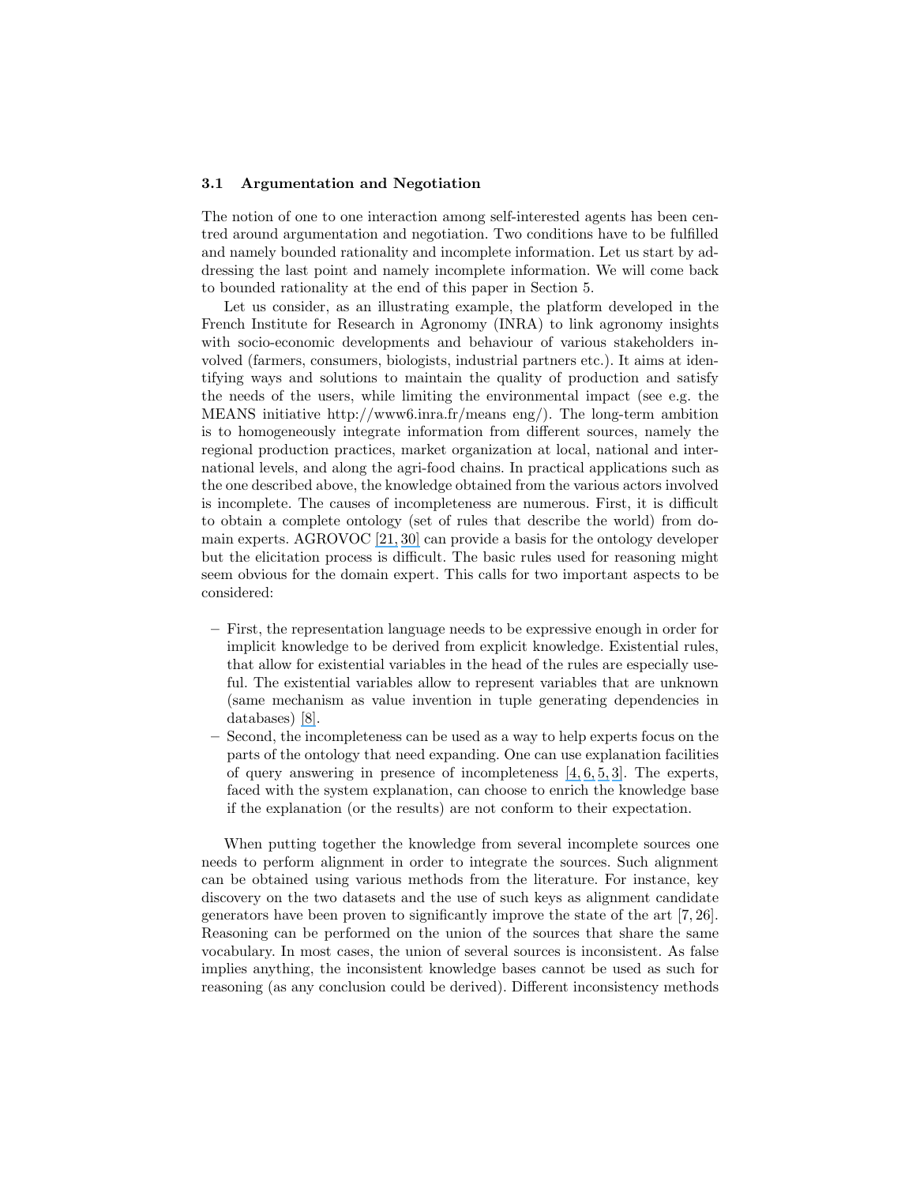### 3.1 Argumentation and Negotiation

The notion of one to one interaction among self-interested agents has been centred around argumentation and negotiation. Two conditions have to be fulfilled and namely bounded rationality and incomplete information. Let us start by addressing the last point and namely incomplete information. We will come back to bounded rationality at the end of this paper in Section 5.

Let us consider, as an illustrating example, the platform developed in the French Institute for Research in Agronomy (INRA) to link agronomy insights with socio-economic developments and behaviour of various stakeholders involved (farmers, consumers, biologists, industrial partners etc.). It aims at identifying ways and solutions to maintain the quality of production and satisfy the needs of the users, while limiting the environmental impact (see e.g. the MEANS initiative http://www6.inra.fr/means eng/). The long-term ambition is to homogeneously integrate information from different sources, namely the regional production practices, market organization at local, national and international levels, and along the agri-food chains. In practical applications such as the one described above, the knowledge obtained from the various actors involved is incomplete. The causes of incompleteness are numerous. First, it is difficult to obtain a complete ontology (set of rules that describe the world) from domain experts. AGROVOC [21, 30] can provide a basis for the ontology developer but the elicitation process is difficult. The basic rules used for reasoning might seem obvious for the domain expert. This calls for two important aspects to be considered:

- First, the representation language needs to be expressive enough in order for implicit knowledge to be derived from explicit knowledge. Existential rules, that allow for existential variables in the head of the rules are especially useful. The existential variables allow to represent variables that are unknown (same mechanism as value invention in tuple generating dependencies in databases) [8].
- Second, the incompleteness can be used as a way to help experts focus on the parts of the ontology that need expanding. One can use explanation facilities of query answering in presence of incompleteness [4, 6, 5, 3]. The experts, faced with the system explanation, can choose to enrich the knowledge base if the explanation (or the results) are not conform to their expectation.

When putting together the knowledge from several incomplete sources one needs to perform alignment in order to integrate the sources. Such alignment can be obtained using various methods from the literature. For instance, key discovery on the two datasets and the use of such keys as alignment candidate generators have been proven to significantly improve the state of the art [7, 26]. Reasoning can be performed on the union of the sources that share the same vocabulary. In most cases, the union of several sources is inconsistent. As false implies anything, the inconsistent knowledge bases cannot be used as such for reasoning (as any conclusion could be derived). Different inconsistency methods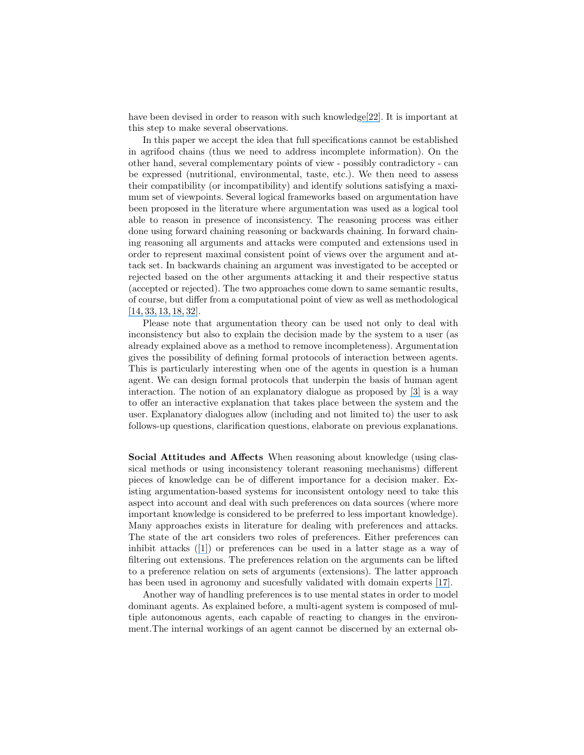have been devised in order to reason with such knowledge[22]. It is important at this step to make several observations.

In this paper we accept the idea that full specifications cannot be established in agrifood chains (thus we need to address incomplete information). On the other hand, several complementary points of view - possibly contradictory - can be expressed (nutritional, environmental, taste, etc.). We then need to assess their compatibility (or incompatibility) and identify solutions satisfying a maximum set of viewpoints. Several logical frameworks based on argumentation have been proposed in the literature where argumentation was used as a logical tool able to reason in presence of inconsistency. The reasoning process was either done using forward chaining reasoning or backwards chaining. In forward chaining reasoning all arguments and attacks were computed and extensions used in order to represent maximal consistent point of views over the argument and attack set. In backwards chaining an argument was investigated to be accepted or rejected based on the other arguments attacking it and their respective status (accepted or rejected). The two approaches come down to same semantic results, of course, but differ from a computational point of view as well as methodological [14, 33, 13, 18, 32].

Please note that argumentation theory can be used not only to deal with inconsistency but also to explain the decision made by the system to a user (as already explained above as a method to remove incompleteness). Argumentation gives the possibility of defining formal protocols of interaction between agents. This is particularly interesting when one of the agents in question is a human agent. We can design formal protocols that underpin the basis of human agent interaction. The notion of an explanatory dialogue as proposed by [3] is a way to offer an interactive explanation that takes place between the system and the user. Explanatory dialogues allow (including and not limited to) the user to ask follows-up questions, clarification questions, elaborate on previous explanations.

**Social Attitudes and Affects** When reasoning about knowledge (using classical methods or using inconsistency tolerant reasoning mechanisms) different pieces of knowledge can be of different importance for a decision maker. Existing argumentation-based systems for inconsistent ontology need to take this aspect into account and deal with such preferences on data sources (where more important knowledge is considered to be preferred to less important knowledge). Many approaches exists in literature for dealing with preferences and attacks. The state of the art considers two roles of preferences. Either preferences can inhibit attacks ([1]) or preferences can be used in a latter stage as a way of filtering out extensions. The preferences relation on the arguments can be lifted to a preference relation on sets of arguments (extensions). The latter approach has been used in agronomy and sucesfully validated with domain experts [17].

Another way of handling preferences is to use mental states in order to model dominant agents. As explained before, a multi-agent system is composed of multiple autonomous agents, each capable of reacting to changes in the environment.The internal workings of an agent cannot be discerned by an external ob-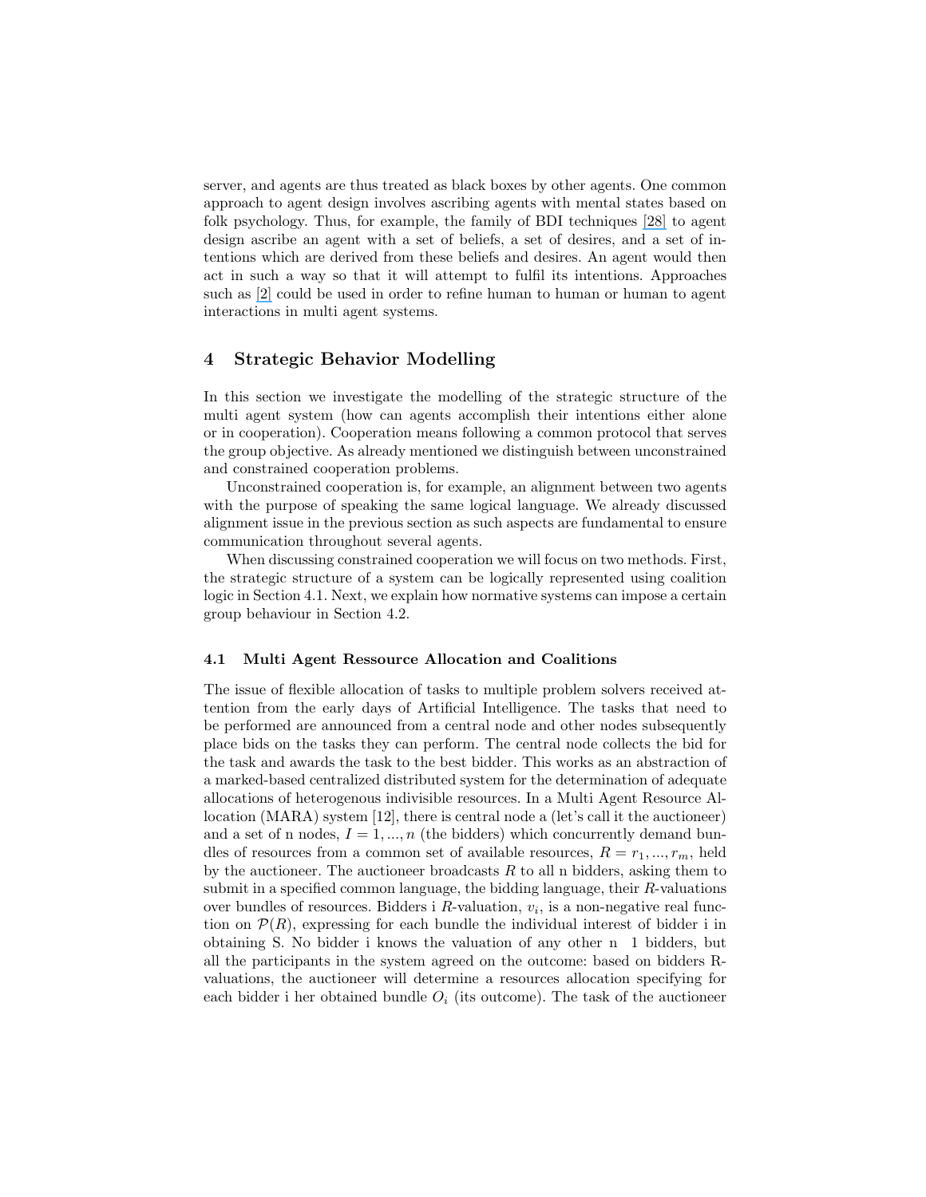server, and agents are thus treated as black boxes by other agents. One common approach to agent design involves ascribing agents with mental states based on folk psychology. Thus, for example, the family of BDI techniques [28] to agent design ascribe an agent with a set of beliefs, a set of desires, and a set of intentions which are derived from these beliefs and desires. An agent would then act in such a way so that it will attempt to fulfil its intentions. Approaches such as [2] could be used in order to refine human to human or human to agent interactions in multi agent systems.

## 4 Strategic Behavior Modelling

In this section we investigate the modelling of the strategic structure of the multi agent system (how can agents accomplish their intentions either alone or in cooperation). Cooperation means following a common protocol that serves the group objective. As already mentioned we distinguish between unconstrained and constrained cooperation problems.

Unconstrained cooperation is, for example, an alignment between two agents with the purpose of speaking the same logical language. We already discussed alignment issue in the previous section as such aspects are fundamental to ensure communication throughout several agents.

When discussing constrained cooperation we will focus on two methods. First, the strategic structure of a system can be logically represented using coalition logic in Section 4.1. Next, we explain how normative systems can impose a certain group behaviour in Section 4.2.

### 4.1 Multi Agent Ressource Allocation and Coalitions

The issue of flexible allocation of tasks to multiple problem solvers received attention from the early days of Artificial Intelligence. The tasks that need to be performed are announced from a central node and other nodes subsequently place bids on the tasks they can perform. The central node collects the bid for the task and awards the task to the best bidder. This works as an abstraction of a marked-based centralized distributed system for the determination of adequate allocations of heterogenous indivisible resources. In a Multi Agent Resource Allocation (MARA) system [12], there is central node a (let's call it the auctioneer) and a set of n nodes, $I = 1, ..., n$ (the bidders) which concurrently demand bundles of resources from a common set of available resources, $R = r_1, ..., r_m$, held by the auctioneer. The auctioneer broadcasts $R$ to all n bidders, asking them to submit in a specified common language, the bidding language, their $R$-valuations over bundles of resources. Bidders i $R$-valuation, $v_i$, is a non-negative real function on $\mathcal{P}(R)$, expressing for each bundle the individual interest of bidder i in obtaining S. No bidder i knows the valuation of any other n 1 bidders, but all the participants in the system agreed on the outcome: based on bidders R-valuations, the auctioneer will determine a resources allocation specifying for each bidder i her obtained bundle $O_i$ (its outcome). The task of the auctioneer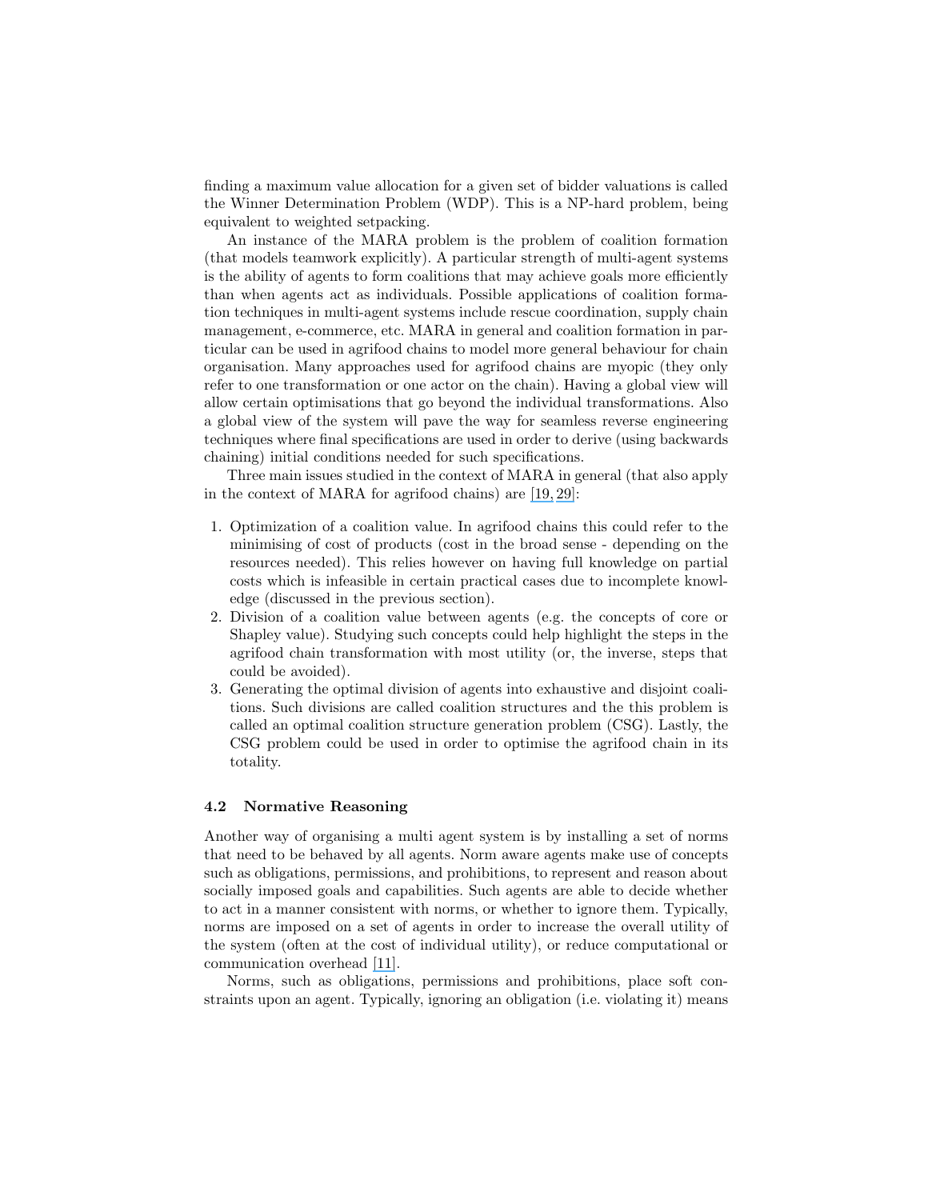finding a maximum value allocation for a given set of bidder valuations is called the Winner Determination Problem (WDP). This is a NP-hard problem, being equivalent to weighted setpacking.

An instance of the MARA problem is the problem of coalition formation (that models teamwork explicitly). A particular strength of multi-agent systems is the ability of agents to form coalitions that may achieve goals more efficiently than when agents act as individuals. Possible applications of coalition formation techniques in multi-agent systems include rescue coordination, supply chain management, e-commerce, etc. MARA in general and coalition formation in particular can be used in agrifood chains to model more general behaviour for chain organisation. Many approaches used for agrifood chains are myopic (they only refer to one transformation or one actor on the chain). Having a global view will allow certain optimisations that go beyond the individual transformations. Also a global view of the system will pave the way for seamless reverse engineering techniques where final specifications are used in order to derive (using backwards chaining) initial conditions needed for such specifications.

Three main issues studied in the context of MARA in general (that also apply in the context of MARA for agrifood chains) are [19, 29]:

1. Optimization of a coalition value. In agrifood chains this could refer to the minimising of cost of products (cost in the broad sense - depending on the resources needed). This relies however on having full knowledge on partial costs which is infeasible in certain practical cases due to incomplete knowledge (discussed in the previous section).
2. Division of a coalition value between agents (e.g. the concepts of core or Shapley value). Studying such concepts could help highlight the steps in the agrifood chain transformation with most utility (or, the inverse, steps that could be avoided).
3. Generating the optimal division of agents into exhaustive and disjoint coalitions. Such divisions are called coalition structures and the this problem is called an optimal coalition structure generation problem (CSG). Lastly, the CSG problem could be used in order to optimise the agrifood chain in its totality.

### 4.2 Normative Reasoning

Another way of organising a multi agent system is by installing a set of norms that need to be behaved by all agents. Norm aware agents make use of concepts such as obligations, permissions, and prohibitions, to represent and reason about socially imposed goals and capabilities. Such agents are able to decide whether to act in a manner consistent with norms, or whether to ignore them. Typically, norms are imposed on a set of agents in order to increase the overall utility of the system (often at the cost of individual utility), or reduce computational or communication overhead [11].

Norms, such as obligations, permissions and prohibitions, place soft constraints upon an agent. Typically, ignoring an obligation (i.e. violating it) means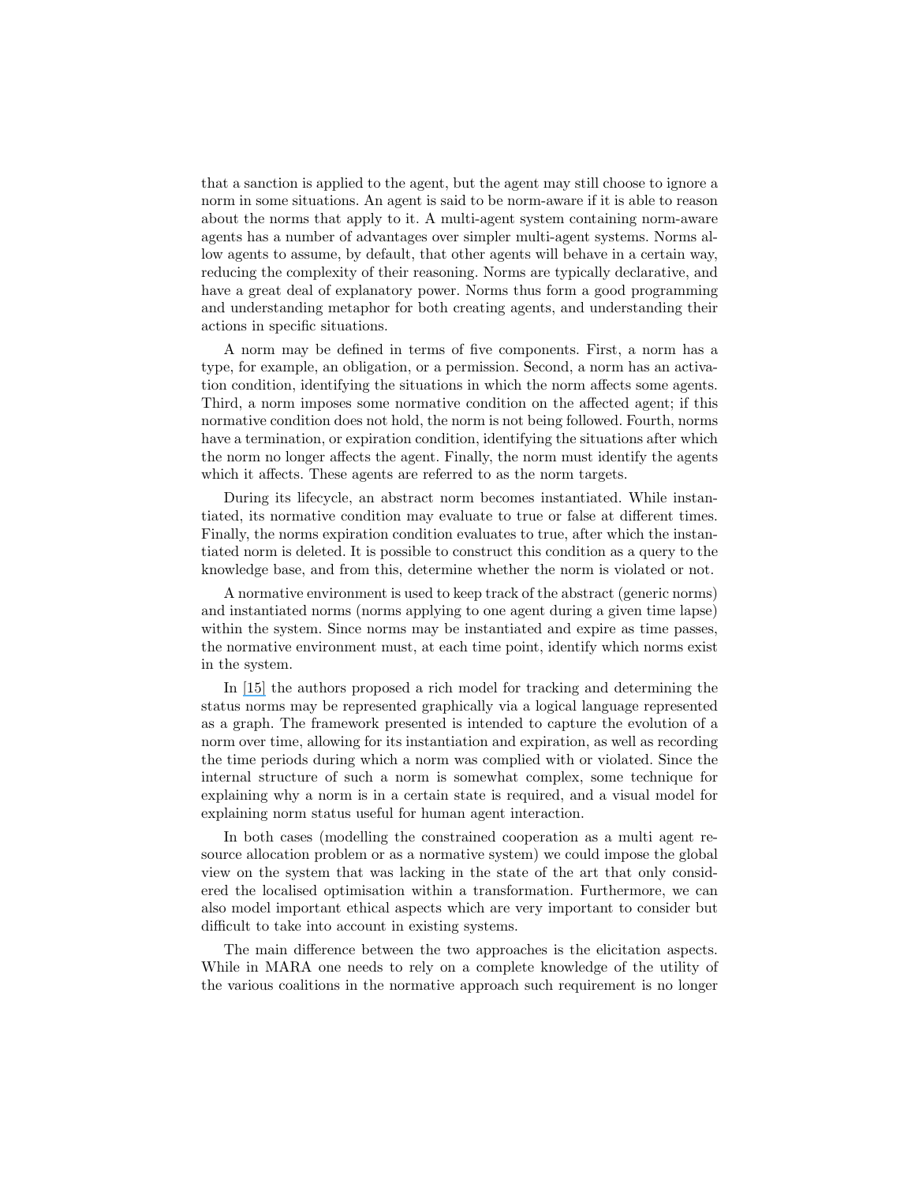that a sanction is applied to the agent, but the agent may still choose to ignore a norm in some situations. An agent is said to be norm-aware if it is able to reason about the norms that apply to it. A multi-agent system containing norm-aware agents has a number of advantages over simpler multi-agent systems. Norms allow agents to assume, by default, that other agents will behave in a certain way, reducing the complexity of their reasoning. Norms are typically declarative, and have a great deal of explanatory power. Norms thus form a good programming and understanding metaphor for both creating agents, and understanding their actions in specific situations.

A norm may be defined in terms of five components. First, a norm has a type, for example, an obligation, or a permission. Second, a norm has an activation condition, identifying the situations in which the norm affects some agents. Third, a norm imposes some normative condition on the affected agent; if this normative condition does not hold, the norm is not being followed. Fourth, norms have a termination, or expiration condition, identifying the situations after which the norm no longer affects the agent. Finally, the norm must identify the agents which it affects. These agents are referred to as the norm targets.

During its lifecycle, an abstract norm becomes instantiated. While instantiated, its normative condition may evaluate to true or false at different times. Finally, the norms expiration condition evaluates to true, after which the instantiated norm is deleted. It is possible to construct this condition as a query to the knowledge base, and from this, determine whether the norm is violated or not.

A normative environment is used to keep track of the abstract (generic norms) and instantiated norms (norms applying to one agent during a given time lapse) within the system. Since norms may be instantiated and expire as time passes, the normative environment must, at each time point, identify which norms exist in the system.

In [15] the authors proposed a rich model for tracking and determining the status norms may be represented graphically via a logical language represented as a graph. The framework presented is intended to capture the evolution of a norm over time, allowing for its instantiation and expiration, as well as recording the time periods during which a norm was complied with or violated. Since the internal structure of such a norm is somewhat complex, some technique for explaining why a norm is in a certain state is required, and a visual model for explaining norm status useful for human agent interaction.

In both cases (modelling the constrained cooperation as a multi agent resource allocation problem or as a normative system) we could impose the global view on the system that was lacking in the state of the art that only considered the localised optimisation within a transformation. Furthermore, we can also model important ethical aspects which are very important to consider but difficult to take into account in existing systems.

The main difference between the two approaches is the elicitation aspects. While in MARA one needs to rely on a complete knowledge of the utility of the various coalitions in the normative approach such requirement is no longer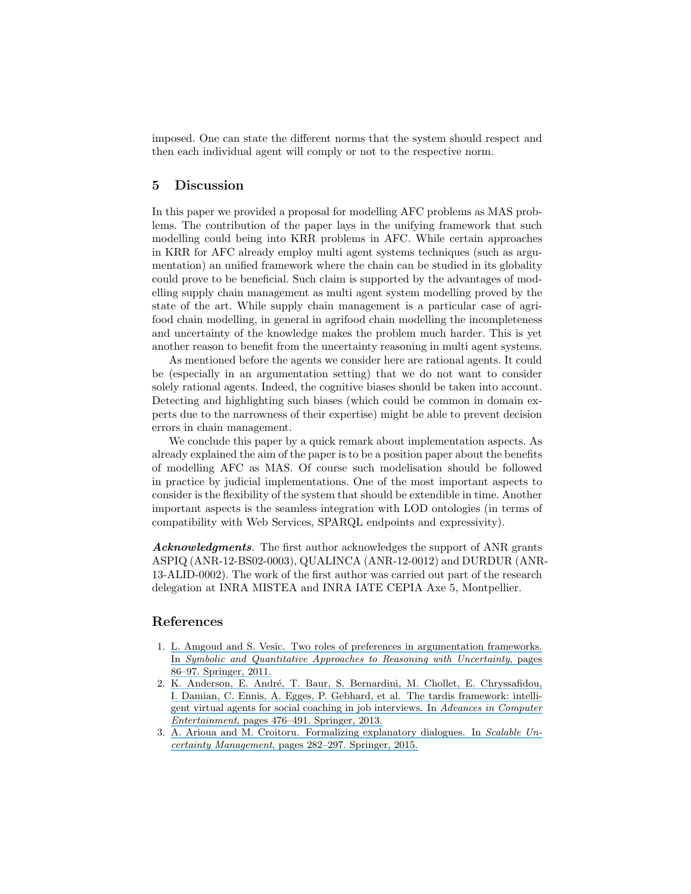imposed. One can state the different norms that the system should respect and then each individual agent will comply or not to the respective norm.

## 5 Discussion

In this paper we provided a proposal for modelling AFC problems as MAS problems. The contribution of the paper lays in the unifying framework that such modelling could being into KRR problems in AFC. While certain approaches in KRR for AFC already employ multi agent systems techniques (such as argumentation) an unified framework where the chain can be studied in its globality could prove to be beneficial. Such claim is supported by the advantages of modelling supply chain management as multi agent system modelling proved by the state of the art. While supply chain management is a particular case of agrifood chain modelling, in general in agrifood chain modelling the incompleteness and uncertainty of the knowledge makes the problem much harder. This is yet another reason to benefit from the uncertainty reasoning in multi agent systems.

As mentioned before the agents we consider here are rational agents. It could be (especially in an argumentation setting) that we do not want to consider solely rational agents. Indeed, the cognitive biases should be taken into account. Detecting and highlighting such biases (which could be common in domain experts due to the narrowness of their expertise) might be able to prevent decision errors in chain management.

We conclude this paper by a quick remark about implementation aspects. As already explained the aim of the paper is to be a position paper about the benefits of modelling AFC as MAS. Of course such modelisation should be followed in practice by judicial implementations. One of the most important aspects to consider is the flexibility of the system that should be extendible in time. Another important aspects is the seamless integration with LOD ontologies (in terms of compatibility with Web Services, SPARQL endpoints and expressivity).

***Acknowledgments***. The first author acknowledges the support of ANR grants ASPIQ (ANR-12-BS02-0003), QUALINCA (ANR-12-0012) and DURDUR (ANR-13-ALID-0002). The work of the first author was carried out part of the research delegation at INRA MISTEA and INRA IATE CEPIA Axe 5, Montpellier.

## References

1. L. Amgoud and S. Vesic. Two roles of preferences in argumentation frameworks. In *Symbolic and Quantitative Approaches to Reasoning with Uncertainty*, pages 86–97. Springer, 2011.
2. K. Anderson, E. André, T. Baur, S. Bernardini, M. Chollet, E. Chryssafidou, I. Damian, C. Ennis, A. Egges, P. Gebhard, et al. The tardis framework: intelligent virtual agents for social coaching in job interviews. In *Advances in Computer Entertainment*, pages 476–491. Springer, 2013.
3. A. Arioua and M. Croitoru. Formalizing explanatory dialogues. In *Scalable Uncertainty Management*, pages 282–297. Springer, 2015.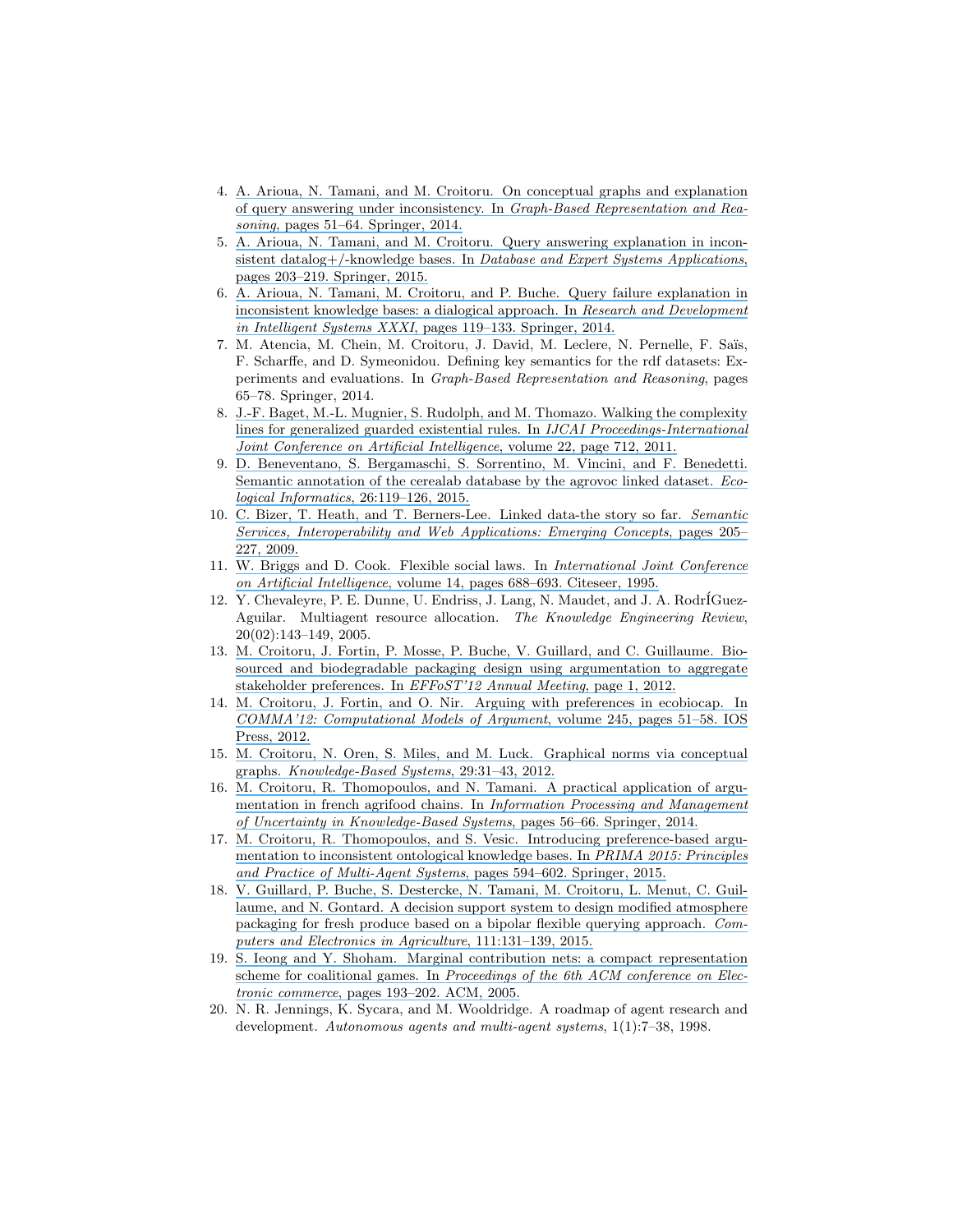4. A. Arioua, N. Tamani, and M. Croitoru. On conceptual graphs and explanation of query answering under inconsistency. In *Graph-Based Representation and Reasoning*, pages 51–64. Springer, 2014.
5. A. Arioua, N. Tamani, and M. Croitoru. Query answering explanation in inconsistent datalog+/-knowledge bases. In *Database and Expert Systems Applications*, pages 203–219. Springer, 2015.
6. A. Arioua, N. Tamani, M. Croitoru, and P. Buche. Query failure explanation in inconsistent knowledge bases: a dialogical approach. In *Research and Development in Intelligent Systems XXXI*, pages 119–133. Springer, 2014.
7. M. Atencia, M. Chein, M. Croitoru, J. David, M. Leclere, N. Pernelle, F. Saïs, F. Scharffe, and D. Symeonidou. Defining key semantics for the rdf datasets: Experiments and evaluations. In *Graph-Based Representation and Reasoning*, pages 65–78. Springer, 2014.
8. J.-F. Baget, M.-L. Mugnier, S. Rudolph, and M. Thomazo. Walking the complexity lines for generalized guarded existential rules. In *IJCAI Proceedings-International Joint Conference on Artificial Intelligence*, volume 22, page 712, 2011.
9. D. Beneventano, S. Bergamaschi, S. Sorrentino, M. Vincini, and F. Benedetti. Semantic annotation of the cerealab database by the agrovoc linked dataset. *Ecological Informatics*, 26:119–126, 2015.
10. C. Bizer, T. Heath, and T. Berners-Lee. Linked data-the story so far. *Semantic Services, Interoperability and Web Applications: Emerging Concepts*, pages 205–227, 2009.
11. W. Briggs and D. Cook. Flexible social laws. In *International Joint Conference on Artificial Intelligence*, volume 14, pages 688–693. Citeseer, 1995.
12. Y. Chevaleyre, P. E. Dunne, U. Endriss, J. Lang, N. Maudet, and J. A. RodrÍGuez-Aguilar. Multiagent resource allocation. *The Knowledge Engineering Review*, 20(02):143–149, 2005.
13. M. Croitoru, J. Fortin, P. Mosse, P. Buche, V. Guillard, and C. Guillaume. Biosourced and biodegradable packaging design using argumentation to aggregate stakeholder preferences. In *EFFoST'12 Annual Meeting*, page 1, 2012.
14. M. Croitoru, J. Fortin, and O. Nir. Arguing with preferences in ecobiocap. In *COMMA'12: Computational Models of Argument*, volume 245, pages 51–58. IOS Press, 2012.
15. M. Croitoru, N. Oren, S. Miles, and M. Luck. Graphical norms via conceptual graphs. *Knowledge-Based Systems*, 29:31–43, 2012.
16. M. Croitoru, R. Thomopoulos, and N. Tamani. A practical application of argumentation in french agrifood chains. In *Information Processing and Management of Uncertainty in Knowledge-Based Systems*, pages 56–66. Springer, 2014.
17. M. Croitoru, R. Thomopoulos, and S. Vesic. Introducing preference-based argumentation to inconsistent ontological knowledge bases. In *PRIMA 2015: Principles and Practice of Multi-Agent Systems*, pages 594–602. Springer, 2015.
18. V. Guillard, P. Buche, S. Destercke, N. Tamani, M. Croitoru, L. Menut, C. Guillaume, and N. Gontard. A decision support system to design modified atmosphere packaging for fresh produce based on a bipolar flexible querying approach. *Computers and Electronics in Agriculture*, 111:131–139, 2015.
19. S. Ieong and Y. Shoham. Marginal contribution nets: a compact representation scheme for coalitional games. In *Proceedings of the 6th ACM conference on Electronic commerce*, pages 193–202. ACM, 2005.
20. N. R. Jennings, K. Sycara, and M. Wooldridge. A roadmap of agent research and development. *Autonomous agents and multi-agent systems*, 1(1):7–38, 1998.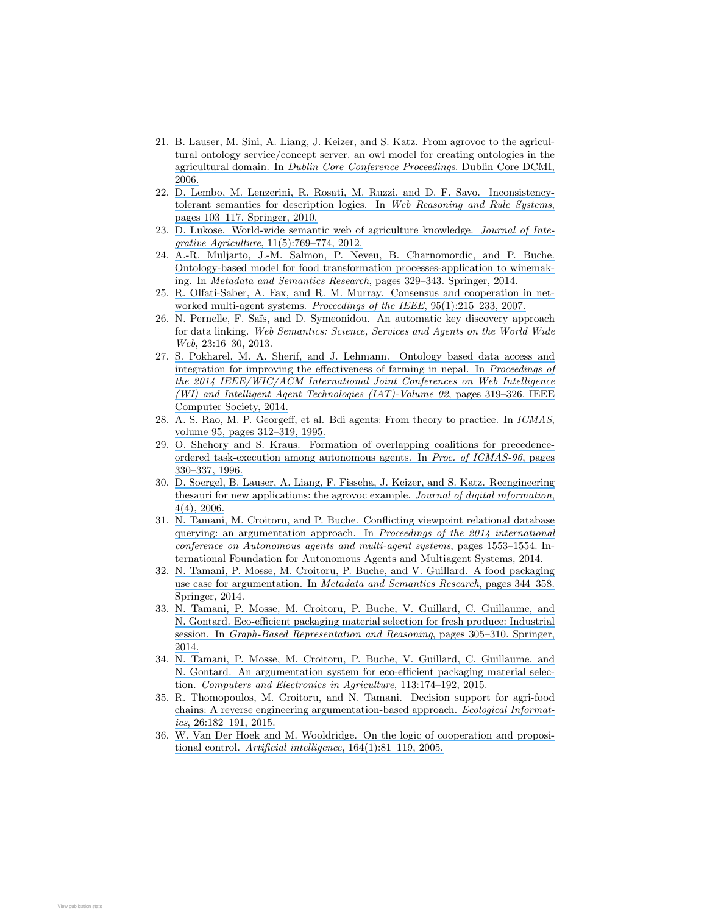21. B. Lauser, M. Sini, A. Liang, J. Keizer, and S. Katz. From agrovoc to the agricultural ontology service/concept server. an owl model for creating ontologies in the agricultural domain. In *Dublin Core Conference Proceedings*. Dublin Core DCMI, 2006.
22. D. Lembo, M. Lenzerini, R. Rosati, M. Ruzzi, and D. F. Savo. Inconsistency-tolerant semantics for description logics. In *Web Reasoning and Rule Systems*, pages 103–117. Springer, 2010.
23. D. Lukose. World-wide semantic web of agriculture knowledge. *Journal of Integrative Agriculture*, 11(5):769–774, 2012.
24. A.-R. Muljarto, J.-M. Salmon, P. Neveu, B. Charnomordic, and P. Buche. Ontology-based model for food transformation processes-application to winemaking. In *Metadata and Semantics Research*, pages 329–343. Springer, 2014.
25. R. Olfati-Saber, A. Fax, and R. M. Murray. Consensus and cooperation in networked multi-agent systems. *Proceedings of the IEEE*, 95(1):215–233, 2007.
26. N. Pernelle, F. Saïs, and D. Symeonidou. An automatic key discovery approach for data linking. *Web Semantics: Science, Services and Agents on the World Wide Web*, 23:16–30, 2013.
27. S. Pokharel, M. A. Sherif, and J. Lehmann. Ontology based data access and integration for improving the effectiveness of farming in nepal. In *Proceedings of the 2014 IEEE/WIC/ACM International Joint Conferences on Web Intelligence (WI) and Intelligent Agent Technologies (IAT)-Volume 02*, pages 319–326. IEEE Computer Society, 2014.
28. A. S. Rao, M. P. Georgeff, et al. Bdi agents: From theory to practice. In *ICMAS*, volume 95, pages 312–319, 1995.
29. O. Shehory and S. Kraus. Formation of overlapping coalitions for precedence-ordered task-execution among autonomous agents. In *Proc. of ICMAS-96*, pages 330–337, 1996.
30. D. Soergel, B. Lauser, A. Liang, F. Fisseha, J. Keizer, and S. Katz. Reengineering thesauri for new applications: the agrovoc example. *Journal of digital information*, 4(4), 2006.
31. N. Tamani, M. Croitoru, and P. Buche. Conflicting viewpoint relational database querying: an argumentation approach. In *Proceedings of the 2014 international conference on Autonomous agents and multi-agent systems*, pages 1553–1554. International Foundation for Autonomous Agents and Multiagent Systems, 2014.
32. N. Tamani, P. Mosse, M. Croitoru, P. Buche, and V. Guillard. A food packaging use case for argumentation. In *Metadata and Semantics Research*, pages 344–358. Springer, 2014.
33. N. Tamani, P. Mosse, M. Croitoru, P. Buche, V. Guillard, C. Guillaume, and N. Gontard. Eco-efficient packaging material selection for fresh produce: Industrial session. In *Graph-Based Representation and Reasoning*, pages 305–310. Springer, 2014.
34. N. Tamani, P. Mosse, M. Croitoru, P. Buche, V. Guillard, C. Guillaume, and N. Gontard. An argumentation system for eco-efficient packaging material selection. *Computers and Electronics in Agriculture*, 113:174–192, 2015.
35. R. Thomopoulos, M. Croitoru, and N. Tamani. Decision support for agri-food chains: A reverse engineering argumentation-based approach. *Ecological Informatics*, 26:182–191, 2015.
36. W. Van Der Hoek and M. Wooldridge. On the logic of cooperation and propositional control. *Artificial intelligence*, 164(1):81–119, 2005.